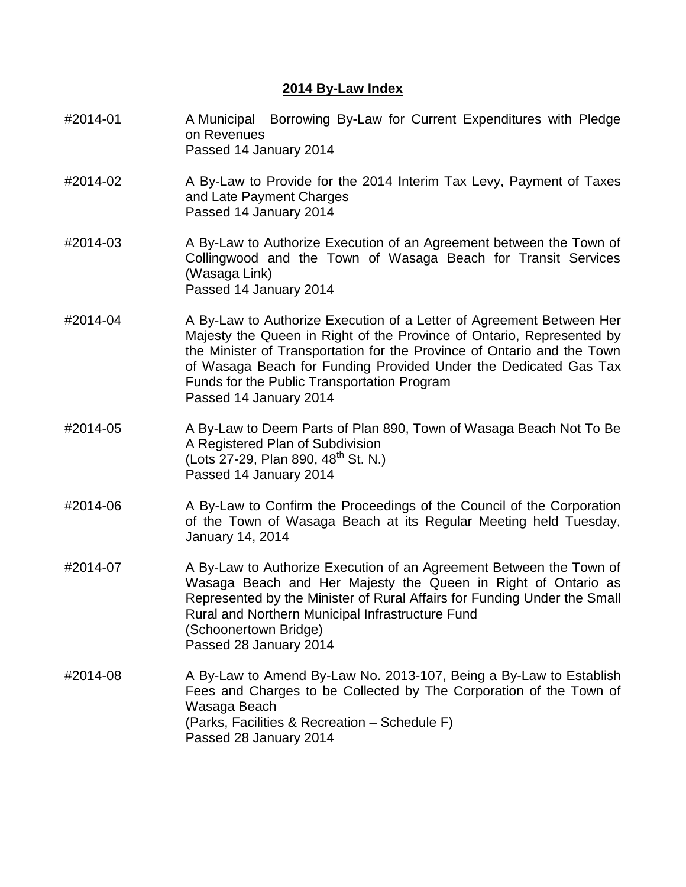## 2014 By-Law Index

#2014-01 A Municipal Borrowing By-Law for Current Expenditures with Pledge on Revenues
Passed 14 January 2014

#2014-02 A By-Law to Provide for the 2014 Interim Tax Levy, Payment of Taxes and Late Payment Charges
Passed 14 January 2014

#2014-03 A By-Law to Authorize Execution of an Agreement between the Town of Collingwood and the Town of Wasaga Beach for Transit Services (Wasaga Link)
Passed 14 January 2014

#2014-04 A By-Law to Authorize Execution of a Letter of Agreement Between Her Majesty the Queen in Right of the Province of Ontario, Represented by the Minister of Transportation for the Province of Ontario and the Town of Wasaga Beach for Funding Provided Under the Dedicated Gas Tax Funds for the Public Transportation Program
Passed 14 January 2014

#2014-05 A By-Law to Deem Parts of Plan 890, Town of Wasaga Beach Not To Be A Registered Plan of Subdivision
(Lots 27-29, Plan 890, 48th St. N.)
Passed 14 January 2014

#2014-06 A By-Law to Confirm the Proceedings of the Council of the Corporation of the Town of Wasaga Beach at its Regular Meeting held Tuesday, January 14, 2014

#2014-07 A By-Law to Authorize Execution of an Agreement Between the Town of Wasaga Beach and Her Majesty the Queen in Right of Ontario as Represented by the Minister of Rural Affairs for Funding Under the Small Rural and Northern Municipal Infrastructure Fund
(Schoonertown Bridge)
Passed 28 January 2014

#2014-08 A By-Law to Amend By-Law No. 2013-107, Being a By-Law to Establish Fees and Charges to be Collected by The Corporation of the Town of Wasaga Beach
(Parks, Facilities & Recreation – Schedule F)
Passed 28 January 2014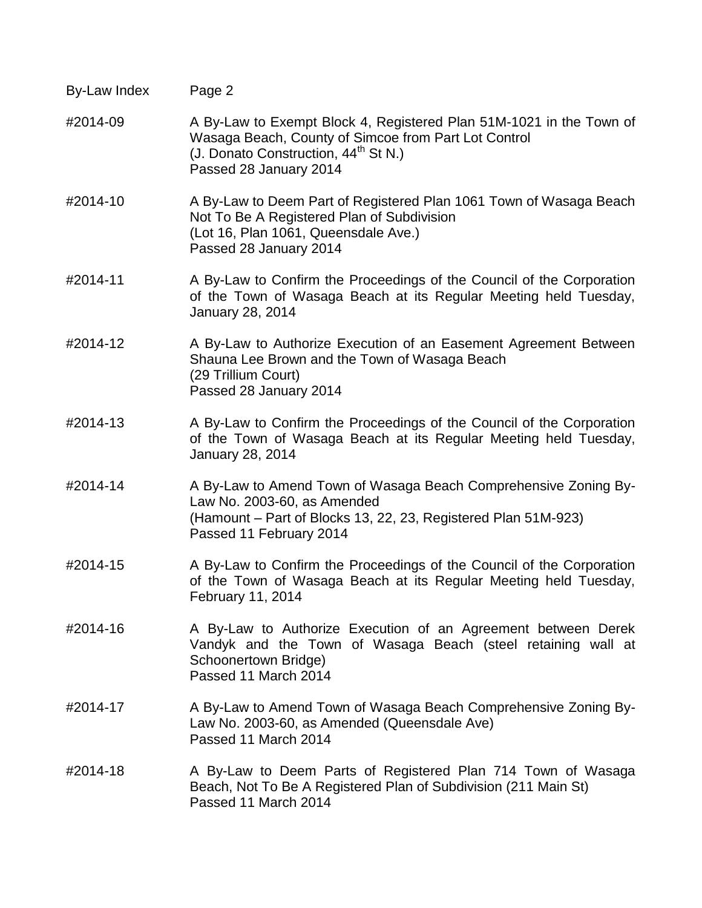By-Law Index Page 2

| | |
|---|---|
| #2014-09 | A By-Law to Exempt Block 4, Registered Plan 51M-1021 in the Town of Wasaga Beach, County of Simcoe from Part Lot Control (J. Donato Construction, 44th St N.) Passed 28 January 2014 |
| #2014-10 | A By-Law to Deem Part of Registered Plan 1061 Town of Wasaga Beach Not To Be A Registered Plan of Subdivision (Lot 16, Plan 1061, Queensdale Ave.) Passed 28 January 2014 |
| #2014-11 | A By-Law to Confirm the Proceedings of the Council of the Corporation of the Town of Wasaga Beach at its Regular Meeting held Tuesday, January 28, 2014 |
| #2014-12 | A By-Law to Authorize Execution of an Easement Agreement Between Shauna Lee Brown and the Town of Wasaga Beach (29 Trillium Court) Passed 28 January 2014 |
| #2014-13 | A By-Law to Confirm the Proceedings of the Council of the Corporation of the Town of Wasaga Beach at its Regular Meeting held Tuesday, January 28, 2014 |
| #2014-14 | A By-Law to Amend Town of Wasaga Beach Comprehensive Zoning By-Law No. 2003-60, as Amended (Hamount – Part of Blocks 13, 22, 23, Registered Plan 51M-923) Passed 11 February 2014 |
| #2014-15 | A By-Law to Confirm the Proceedings of the Council of the Corporation of the Town of Wasaga Beach at its Regular Meeting held Tuesday, February 11, 2014 |
| #2014-16 | A By-Law to Authorize Execution of an Agreement between Derek Vandyk and the Town of Wasaga Beach (steel retaining wall at Schoonertown Bridge) Passed 11 March 2014 |
| #2014-17 | A By-Law to Amend Town of Wasaga Beach Comprehensive Zoning By-Law No. 2003-60, as Amended (Queensdale Ave) Passed 11 March 2014 |
| #2014-18 | A By-Law to Deem Parts of Registered Plan 714 Town of Wasaga Beach, Not To Be A Registered Plan of Subdivision (211 Main St) Passed 11 March 2014 |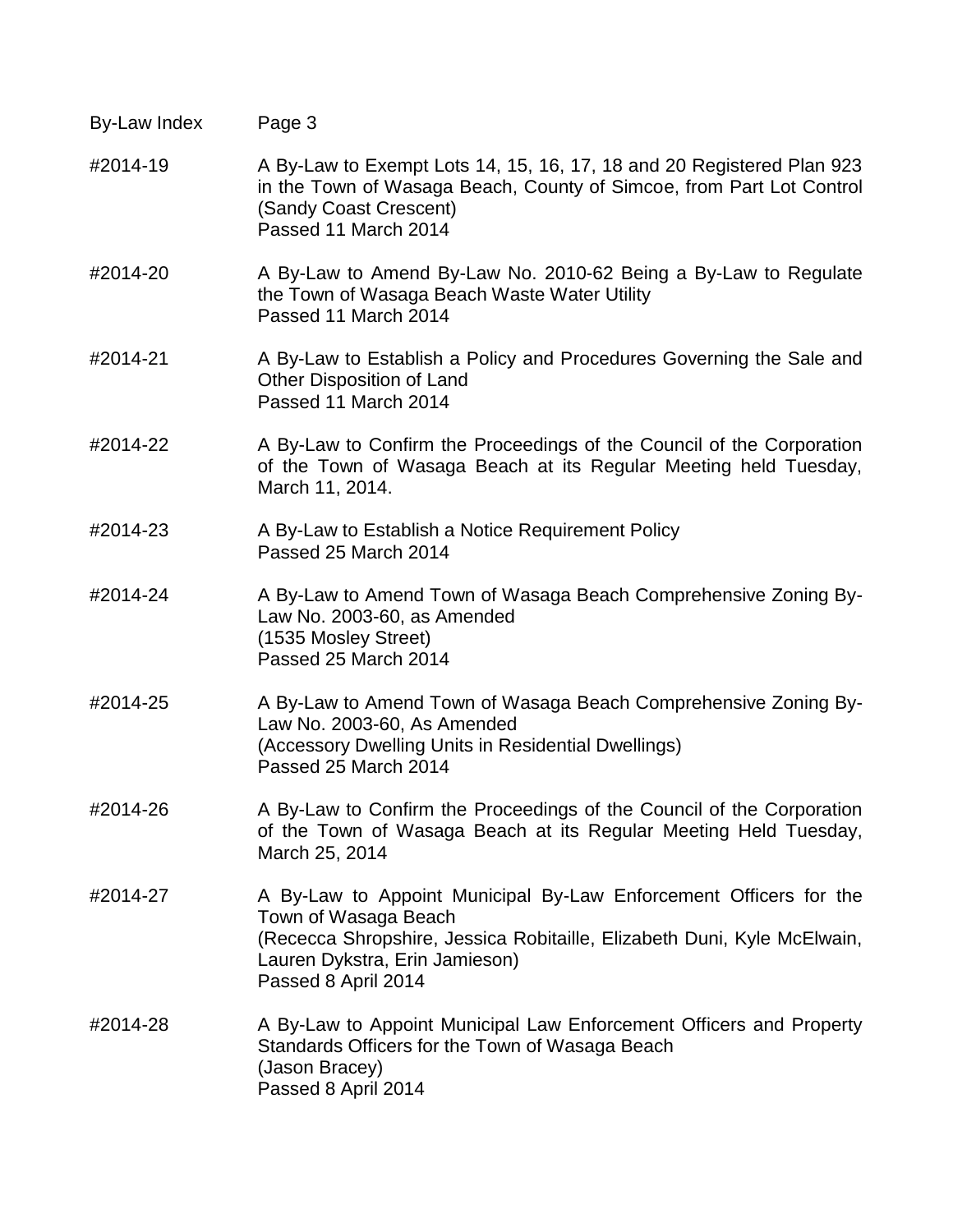By-Law Index Page 3

| | |
|---|---|
| #2014-19 | A By-Law to Exempt Lots 14, 15, 16, 17, 18 and 20 Registered Plan 923 in the Town of Wasaga Beach, County of Simcoe, from Part Lot Control (Sandy Coast Crescent)<br>Passed 11 March 2014 |
| #2014-20 | A By-Law to Amend By-Law No. 2010-62 Being a By-Law to Regulate the Town of Wasaga Beach Waste Water Utility<br>Passed 11 March 2014 |
| #2014-21 | A By-Law to Establish a Policy and Procedures Governing the Sale and Other Disposition of Land<br>Passed 11 March 2014 |
| #2014-22 | A By-Law to Confirm the Proceedings of the Council of the Corporation of the Town of Wasaga Beach at its Regular Meeting held Tuesday, March 11, 2014. |
| #2014-23 | A By-Law to Establish a Notice Requirement Policy<br>Passed 25 March 2014 |
| #2014-24 | A By-Law to Amend Town of Wasaga Beach Comprehensive Zoning By-Law No. 2003-60, as Amended<br>(1535 Mosley Street)<br>Passed 25 March 2014 |
| #2014-25 | A By-Law to Amend Town of Wasaga Beach Comprehensive Zoning By-Law No. 2003-60, As Amended<br>(Accessory Dwelling Units in Residential Dwellings)<br>Passed 25 March 2014 |
| #2014-26 | A By-Law to Confirm the Proceedings of the Council of the Corporation of the Town of Wasaga Beach at its Regular Meeting Held Tuesday, March 25, 2014 |
| #2014-27 | A By-Law to Appoint Municipal By-Law Enforcement Officers for the Town of Wasaga Beach<br>(Rececca Shropshire, Jessica Robitaille, Elizabeth Duni, Kyle McElwain, Lauren Dykstra, Erin Jamieson)<br>Passed 8 April 2014 |
| #2014-28 | A By-Law to Appoint Municipal Law Enforcement Officers and Property Standards Officers for the Town of Wasaga Beach<br>(Jason Bracey)<br>Passed 8 April 2014 |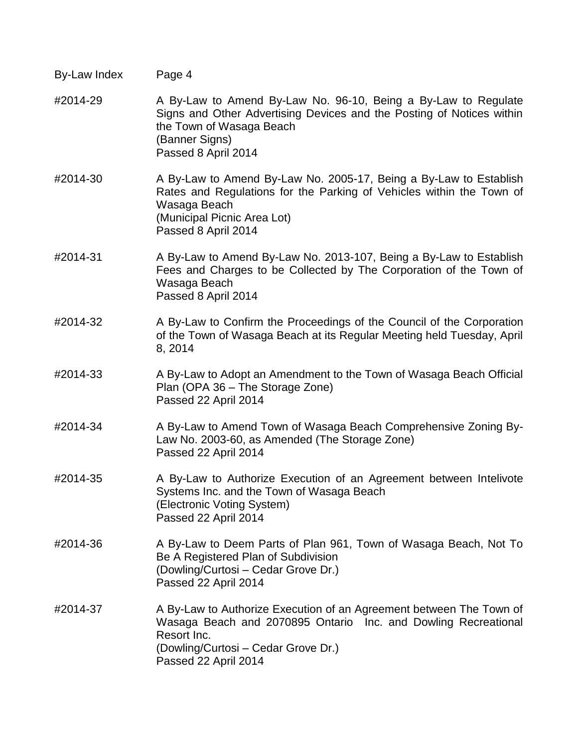#2014-29 A By-Law to Amend By-Law No. 96-10, Being a By-Law to Regulate Signs and Other Advertising Devices and the Posting of Notices within the Town of Wasaga Beach
(Banner Signs)
Passed 8 April 2014

#2014-30 A By-Law to Amend By-Law No. 2005-17, Being a By-Law to Establish Rates and Regulations for the Parking of Vehicles within the Town of Wasaga Beach
(Municipal Picnic Area Lot)
Passed 8 April 2014

#2014-31 A By-Law to Amend By-Law No. 2013-107, Being a By-Law to Establish Fees and Charges to be Collected by The Corporation of the Town of Wasaga Beach
Passed 8 April 2014

#2014-32 A By-Law to Confirm the Proceedings of the Council of the Corporation of the Town of Wasaga Beach at its Regular Meeting held Tuesday, April 8, 2014

#2014-33 A By-Law to Adopt an Amendment to the Town of Wasaga Beach Official Plan (OPA 36 – The Storage Zone)
Passed 22 April 2014

#2014-34 A By-Law to Amend Town of Wasaga Beach Comprehensive Zoning By-Law No. 2003-60, as Amended (The Storage Zone)
Passed 22 April 2014

#2014-35 A By-Law to Authorize Execution of an Agreement between Intelivote Systems Inc. and the Town of Wasaga Beach
(Electronic Voting System)
Passed 22 April 2014

#2014-36 A By-Law to Deem Parts of Plan 961, Town of Wasaga Beach, Not To Be A Registered Plan of Subdivision
(Dowling/Curtosi – Cedar Grove Dr.)
Passed 22 April 2014

#2014-37 A By-Law to Authorize Execution of an Agreement between The Town of Wasaga Beach and 2070895 Ontario Inc. and Dowling Recreational Resort Inc.
(Dowling/Curtosi – Cedar Grove Dr.)
Passed 22 April 2014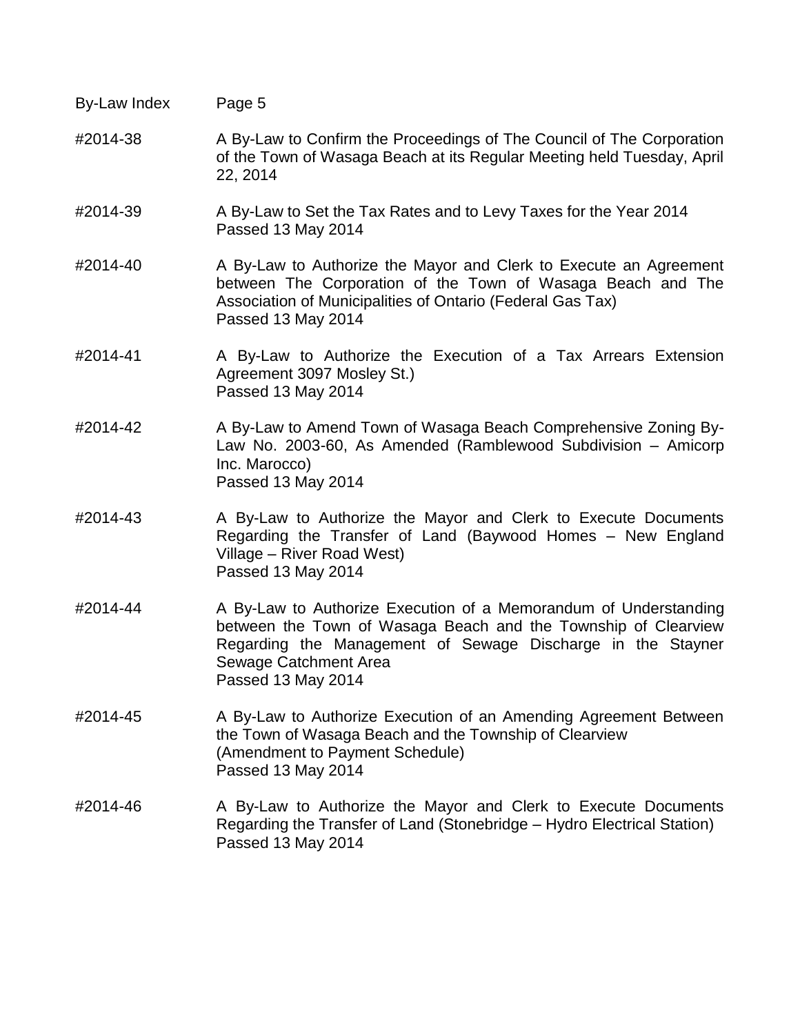| | |
|---|---|
| #2014-38 | A By-Law to Confirm the Proceedings of The Council of The Corporation of the Town of Wasaga Beach at its Regular Meeting held Tuesday, April 22, 2014 |
| #2014-39 | A By-Law to Set the Tax Rates and to Levy Taxes for the Year 2014<br>Passed 13 May 2014 |
| #2014-40 | A By-Law to Authorize the Mayor and Clerk to Execute an Agreement between The Corporation of the Town of Wasaga Beach and The Association of Municipalities of Ontario (Federal Gas Tax)<br>Passed 13 May 2014 |
| #2014-41 | A By-Law to Authorize the Execution of a Tax Arrears Extension Agreement 3097 Mosley St.)<br>Passed 13 May 2014 |
| #2014-42 | A By-Law to Amend Town of Wasaga Beach Comprehensive Zoning By-Law No. 2003-60, As Amended (Ramblewood Subdivision – Amicorp Inc. Marocco)<br>Passed 13 May 2014 |
| #2014-43 | A By-Law to Authorize the Mayor and Clerk to Execute Documents Regarding the Transfer of Land (Baywood Homes – New England Village – River Road West)<br>Passed 13 May 2014 |
| #2014-44 | A By-Law to Authorize Execution of a Memorandum of Understanding between the Town of Wasaga Beach and the Township of Clearview Regarding the Management of Sewage Discharge in the Stayner Sewage Catchment Area<br>Passed 13 May 2014 |
| #2014-45 | A By-Law to Authorize Execution of an Amending Agreement Between the Town of Wasaga Beach and the Township of Clearview (Amendment to Payment Schedule)<br>Passed 13 May 2014 |
| #2014-46 | A By-Law to Authorize the Mayor and Clerk to Execute Documents Regarding the Transfer of Land (Stonebridge – Hydro Electrical Station)<br>Passed 13 May 2014 |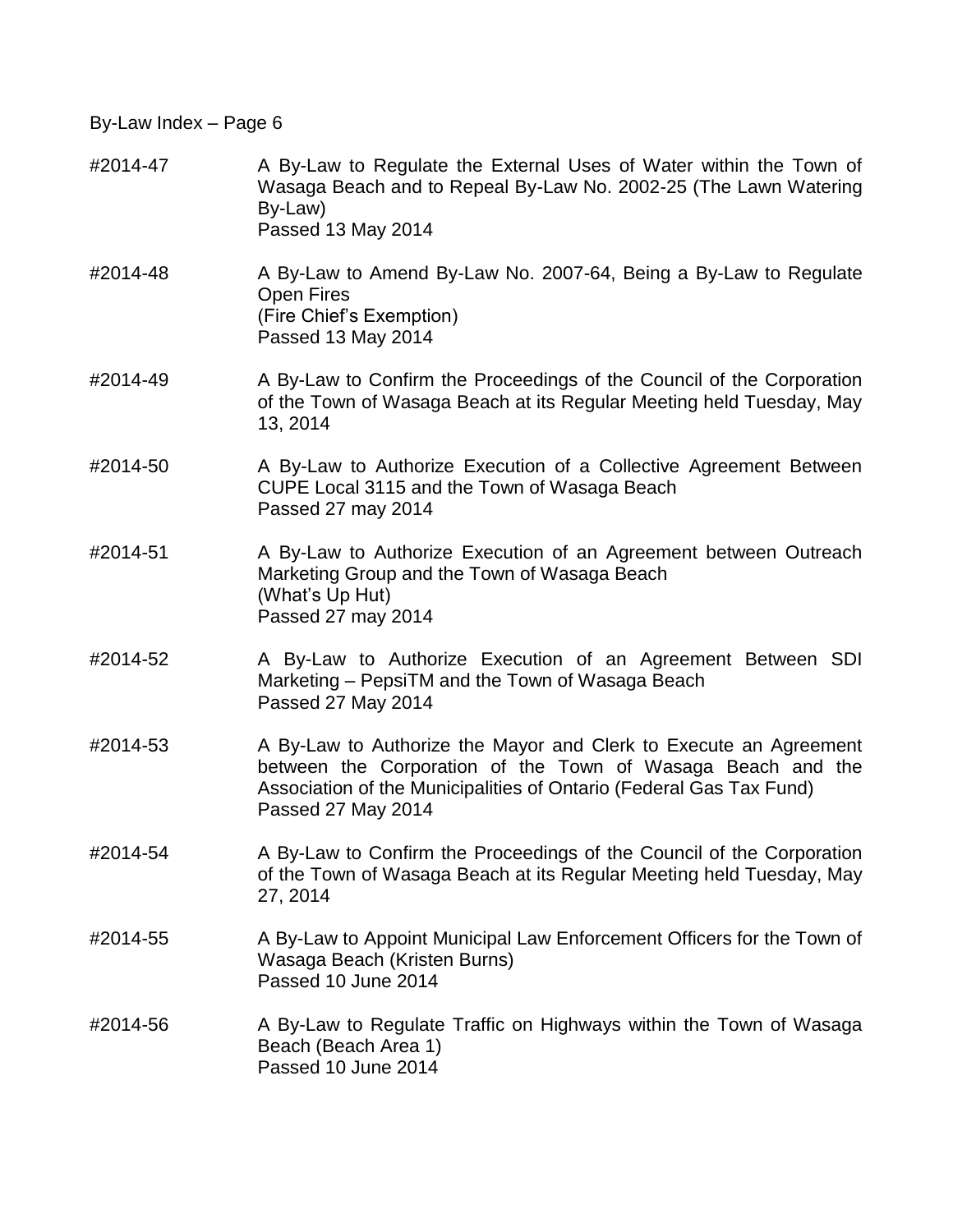By-Law Index – Page 6

#2014-47 A By-Law to Regulate the External Uses of Water within the Town of Wasaga Beach and to Repeal By-Law No. 2002-25 (The Lawn Watering By-Law)
Passed 13 May 2014

#2014-48 A By-Law to Amend By-Law No. 2007-64, Being a By-Law to Regulate Open Fires
(Fire Chief's Exemption)
Passed 13 May 2014

#2014-49 A By-Law to Confirm the Proceedings of the Council of the Corporation of the Town of Wasaga Beach at its Regular Meeting held Tuesday, May 13, 2014

#2014-50 A By-Law to Authorize Execution of a Collective Agreement Between CUPE Local 3115 and the Town of Wasaga Beach
Passed 27 may 2014

#2014-51 A By-Law to Authorize Execution of an Agreement between Outreach Marketing Group and the Town of Wasaga Beach
(What's Up Hut)
Passed 27 may 2014

#2014-52 A By-Law to Authorize Execution of an Agreement Between SDI Marketing – PepsiTM and the Town of Wasaga Beach
Passed 27 May 2014

#2014-53 A By-Law to Authorize the Mayor and Clerk to Execute an Agreement between the Corporation of the Town of Wasaga Beach and the Association of the Municipalities of Ontario (Federal Gas Tax Fund)
Passed 27 May 2014

#2014-54 A By-Law to Confirm the Proceedings of the Council of the Corporation of the Town of Wasaga Beach at its Regular Meeting held Tuesday, May 27, 2014

#2014-55 A By-Law to Appoint Municipal Law Enforcement Officers for the Town of Wasaga Beach (Kristen Burns)
Passed 10 June 2014

#2014-56 A By-Law to Regulate Traffic on Highways within the Town of Wasaga Beach (Beach Area 1)
Passed 10 June 2014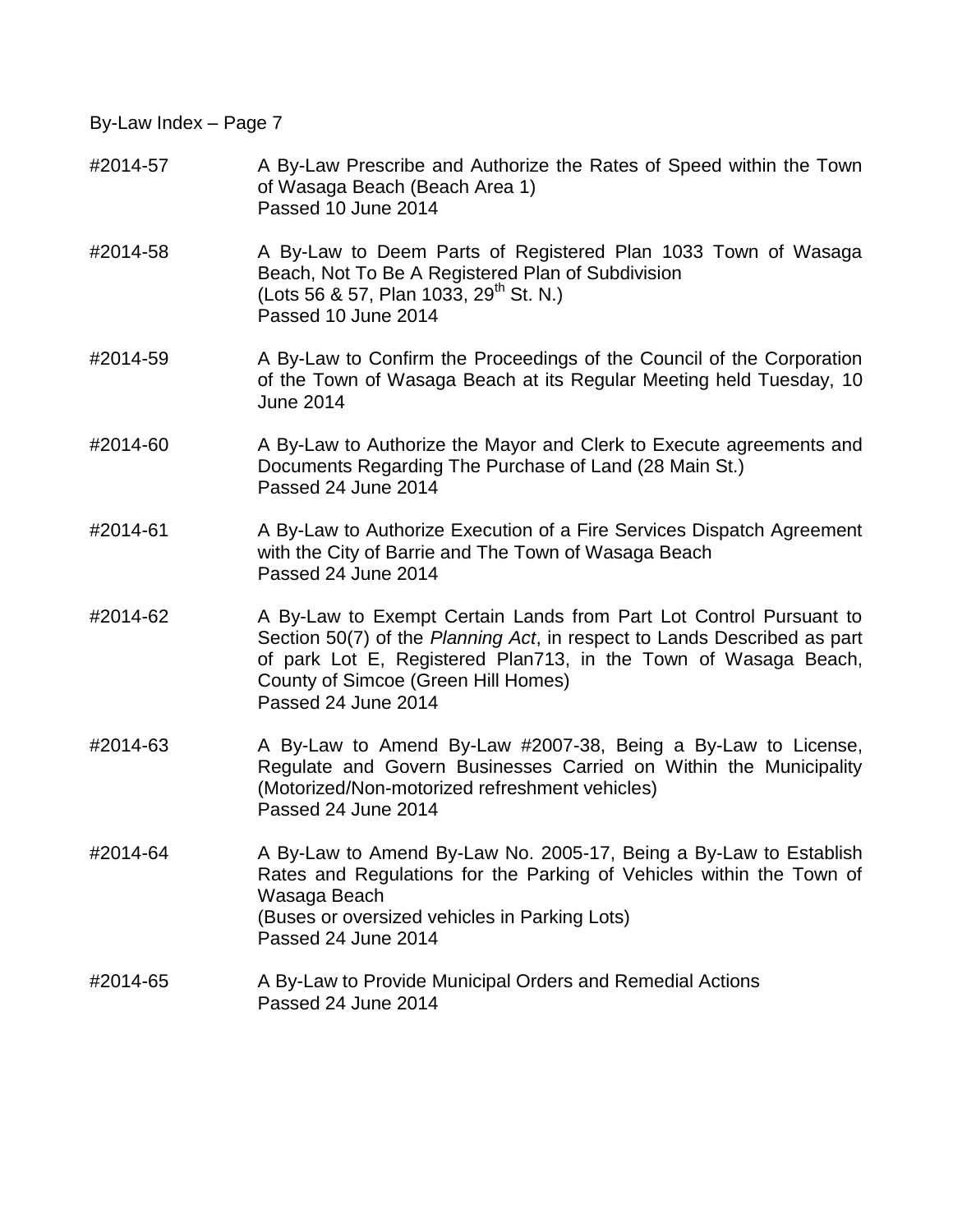By-Law Index – Page 7

#2014-57 A By-Law Prescribe and Authorize the Rates of Speed within the Town of Wasaga Beach (Beach Area 1)
Passed 10 June 2014

#2014-58 A By-Law to Deem Parts of Registered Plan 1033 Town of Wasaga Beach, Not To Be A Registered Plan of Subdivision
(Lots 56 & 57, Plan 1033, 29th St. N.)
Passed 10 June 2014

#2014-59 A By-Law to Confirm the Proceedings of the Council of the Corporation of the Town of Wasaga Beach at its Regular Meeting held Tuesday, 10 June 2014

#2014-60 A By-Law to Authorize the Mayor and Clerk to Execute agreements and Documents Regarding The Purchase of Land (28 Main St.)
Passed 24 June 2014

#2014-61 A By-Law to Authorize Execution of a Fire Services Dispatch Agreement with the City of Barrie and The Town of Wasaga Beach
Passed 24 June 2014

#2014-62 A By-Law to Exempt Certain Lands from Part Lot Control Pursuant to Section 50(7) of the *Planning Act*, in respect to Lands Described as part of park Lot E, Registered Plan713, in the Town of Wasaga Beach, County of Simcoe (Green Hill Homes)
Passed 24 June 2014

#2014-63 A By-Law to Amend By-Law #2007-38, Being a By-Law to License, Regulate and Govern Businesses Carried on Within the Municipality (Motorized/Non-motorized refreshment vehicles)
Passed 24 June 2014

#2014-64 A By-Law to Amend By-Law No. 2005-17, Being a By-Law to Establish Rates and Regulations for the Parking of Vehicles within the Town of Wasaga Beach
(Buses or oversized vehicles in Parking Lots)
Passed 24 June 2014

#2014-65 A By-Law to Provide Municipal Orders and Remedial Actions
Passed 24 June 2014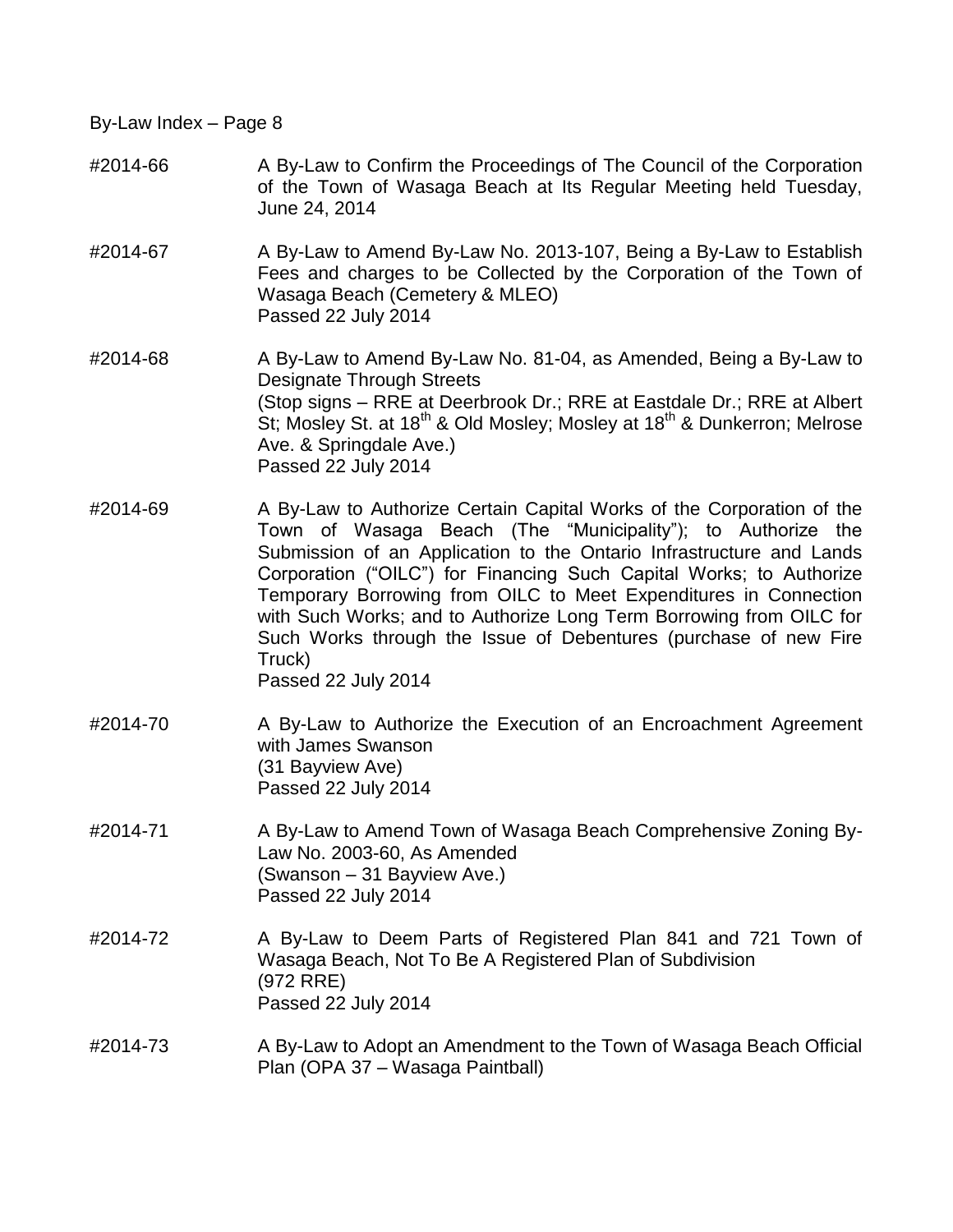| By-Law | Description |
| --- | --- |
| #2014-66 | A By-Law to Confirm the Proceedings of The Council of the Corporation of the Town of Wasaga Beach at Its Regular Meeting held Tuesday, June 24, 2014 |
| #2014-67 | A By-Law to Amend By-Law No. 2013-107, Being a By-Law to Establish Fees and charges to be Collected by the Corporation of the Town of Wasaga Beach (Cemetery & MLEO)<br>Passed 22 July 2014 |
| #2014-68 | A By-Law to Amend By-Law No. 81-04, as Amended, Being a By-Law to Designate Through Streets<br>(Stop signs – RRE at Deerbrook Dr.; RRE at Eastdale Dr.; RRE at Albert St; Mosley St. at 18th & Old Mosley; Mosley at 18th & Dunkerron; Melrose Ave. & Springdale Ave.)<br>Passed 22 July 2014 |
| #2014-69 | A By-Law to Authorize Certain Capital Works of the Corporation of the Town of Wasaga Beach (The "Municipality"); to Authorize the Submission of an Application to the Ontario Infrastructure and Lands Corporation ("OILC") for Financing Such Capital Works; to Authorize Temporary Borrowing from OILC to Meet Expenditures in Connection with Such Works; and to Authorize Long Term Borrowing from OILC for Such Works through the Issue of Debentures (purchase of new Fire Truck)<br>Passed 22 July 2014 |
| #2014-70 | A By-Law to Authorize the Execution of an Encroachment Agreement with James Swanson<br>(31 Bayview Ave)<br>Passed 22 July 2014 |
| #2014-71 | A By-Law to Amend Town of Wasaga Beach Comprehensive Zoning By-Law No. 2003-60, As Amended<br>(Swanson – 31 Bayview Ave.)<br>Passed 22 July 2014 |
| #2014-72 | A By-Law to Deem Parts of Registered Plan 841 and 721 Town of Wasaga Beach, Not To Be A Registered Plan of Subdivision<br>(972 RRE)<br>Passed 22 July 2014 |
| #2014-73 | A By-Law to Adopt an Amendment to the Town of Wasaga Beach Official Plan (OPA 37 – Wasaga Paintball) |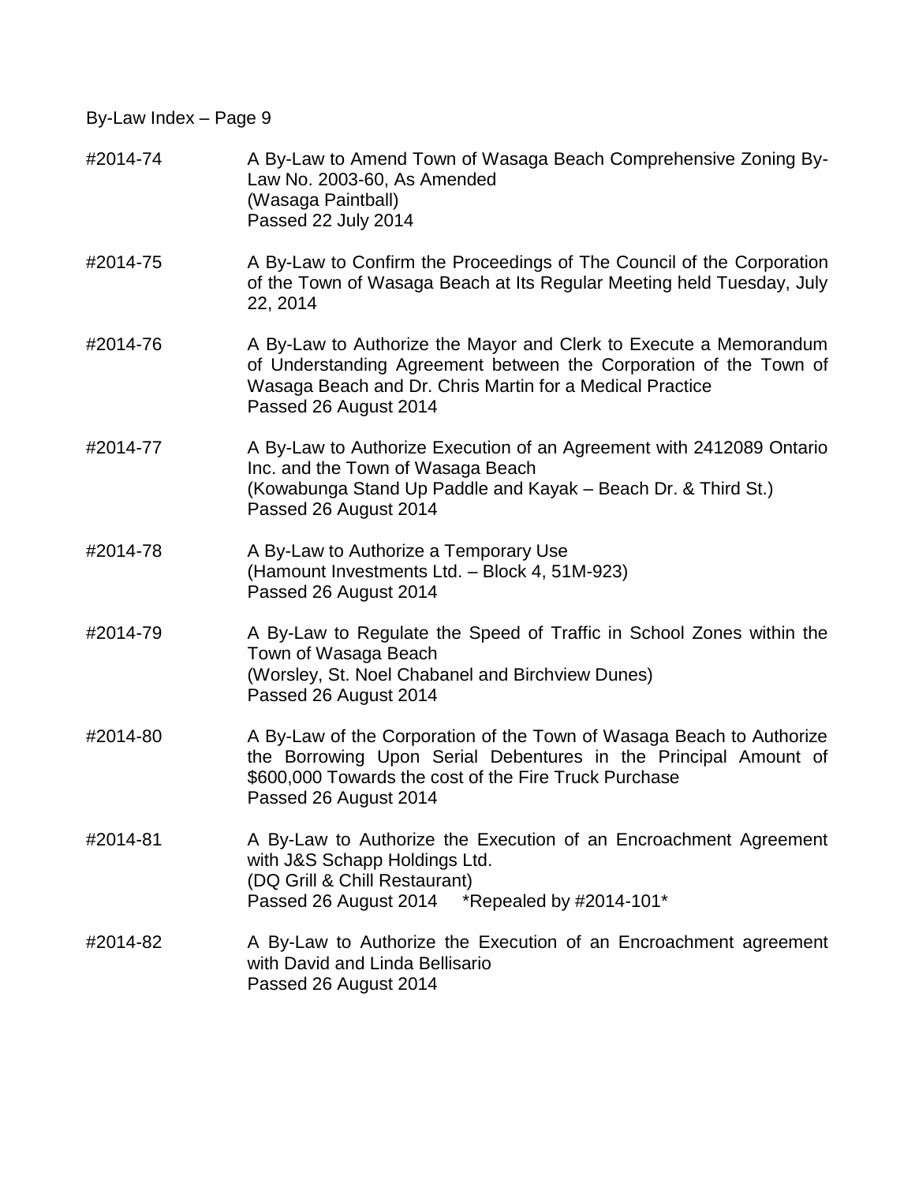By-Law Index – Page 9

| | |
|---|---|
| #2014-74 | A By-Law to Amend Town of Wasaga Beach Comprehensive Zoning By-Law No. 2003-60, As Amended<br>(Wasaga Paintball)<br>Passed 22 July 2014 |
| #2014-75 | A By-Law to Confirm the Proceedings of The Council of the Corporation of the Town of Wasaga Beach at Its Regular Meeting held Tuesday, July 22, 2014 |
| #2014-76 | A By-Law to Authorize the Mayor and Clerk to Execute a Memorandum of Understanding Agreement between the Corporation of the Town of Wasaga Beach and Dr. Chris Martin for a Medical Practice<br>Passed 26 August 2014 |
| #2014-77 | A By-Law to Authorize Execution of an Agreement with 2412089 Ontario Inc. and the Town of Wasaga Beach<br>(Kowabunga Stand Up Paddle and Kayak – Beach Dr. & Third St.)<br>Passed 26 August 2014 |
| #2014-78 | A By-Law to Authorize a Temporary Use<br>(Hamount Investments Ltd. – Block 4, 51M-923)<br>Passed 26 August 2014 |
| #2014-79 | A By-Law to Regulate the Speed of Traffic in School Zones within the Town of Wasaga Beach<br>(Worsley, St. Noel Chabanel and Birchview Dunes)<br>Passed 26 August 2014 |
| #2014-80 | A By-Law of the Corporation of the Town of Wasaga Beach to Authorize the Borrowing Upon Serial Debentures in the Principal Amount of $600,000 Towards the cost of the Fire Truck Purchase<br>Passed 26 August 2014 |
| #2014-81 | A By-Law to Authorize the Execution of an Encroachment Agreement with J&S Schapp Holdings Ltd.<br>(DQ Grill & Chill Restaurant)<br>Passed 26 August 2014 *Repealed by #2014-101* |
| #2014-82 | A By-Law to Authorize the Execution of an Encroachment agreement with David and Linda Bellisario<br>Passed 26 August 2014 |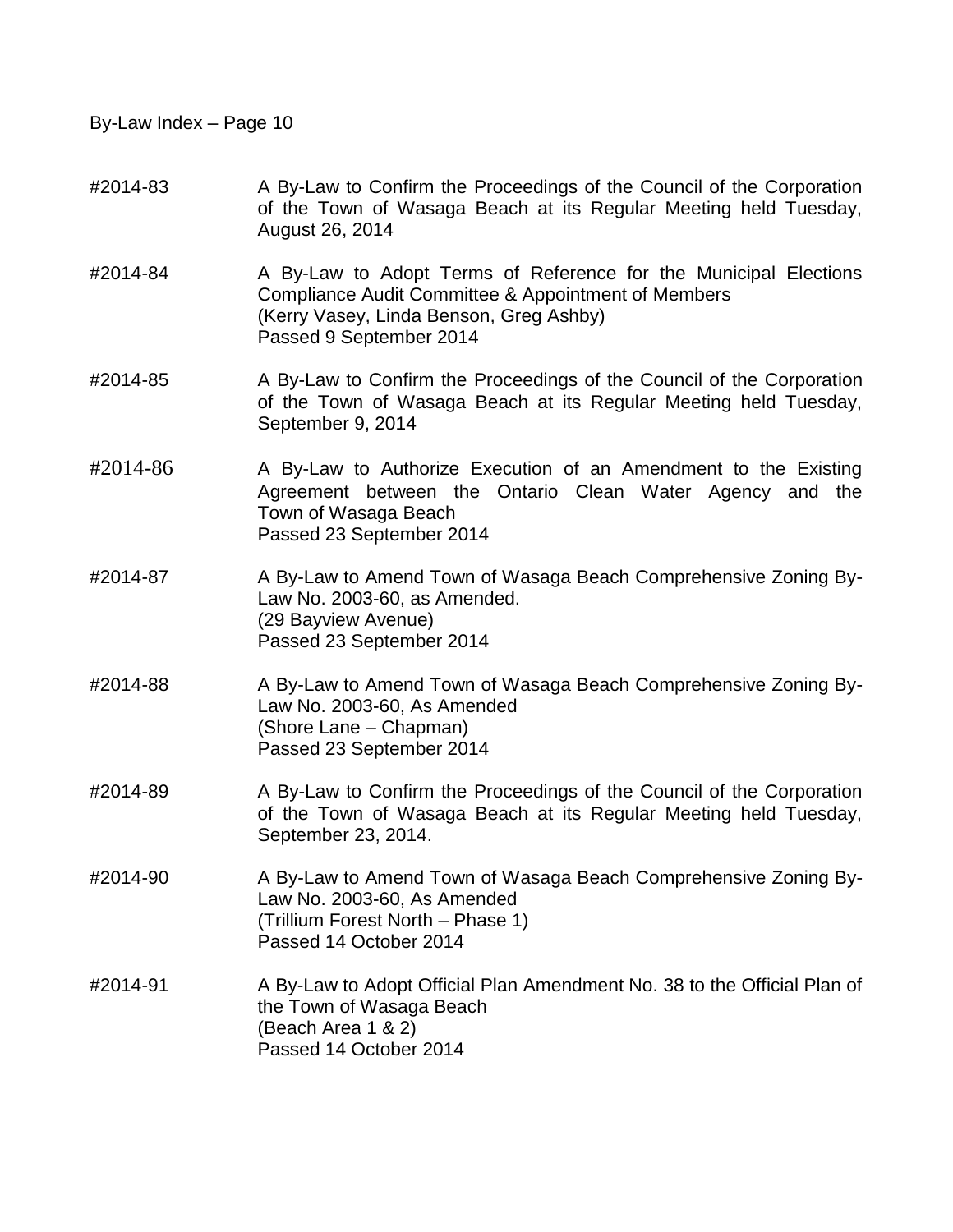By-Law Index – Page 10

| | |
|---|---|
| #2014-83 | A By-Law to Confirm the Proceedings of the Council of the Corporation of the Town of Wasaga Beach at its Regular Meeting held Tuesday, August 26, 2014 |
| #2014-84 | A By-Law to Adopt Terms of Reference for the Municipal Elections Compliance Audit Committee & Appointment of Members<br>(Kerry Vasey, Linda Benson, Greg Ashby)<br>Passed 9 September 2014 |
| #2014-85 | A By-Law to Confirm the Proceedings of the Council of the Corporation of the Town of Wasaga Beach at its Regular Meeting held Tuesday, September 9, 2014 |
| #2014-86 | A By-Law to Authorize Execution of an Amendment to the Existing Agreement between the Ontario Clean Water Agency and the Town of Wasaga Beach<br>Passed 23 September 2014 |
| #2014-87 | A By-Law to Amend Town of Wasaga Beach Comprehensive Zoning By-Law No. 2003-60, as Amended.<br>(29 Bayview Avenue)<br>Passed 23 September 2014 |
| #2014-88 | A By-Law to Amend Town of Wasaga Beach Comprehensive Zoning By-Law No. 2003-60, As Amended<br>(Shore Lane – Chapman)<br>Passed 23 September 2014 |
| #2014-89 | A By-Law to Confirm the Proceedings of the Council of the Corporation of the Town of Wasaga Beach at its Regular Meeting held Tuesday, September 23, 2014. |
| #2014-90 | A By-Law to Amend Town of Wasaga Beach Comprehensive Zoning By-Law No. 2003-60, As Amended<br>(Trillium Forest North – Phase 1)<br>Passed 14 October 2014 |
| #2014-91 | A By-Law to Adopt Official Plan Amendment No. 38 to the Official Plan of the Town of Wasaga Beach<br>(Beach Area 1 & 2)<br>Passed 14 October 2014 |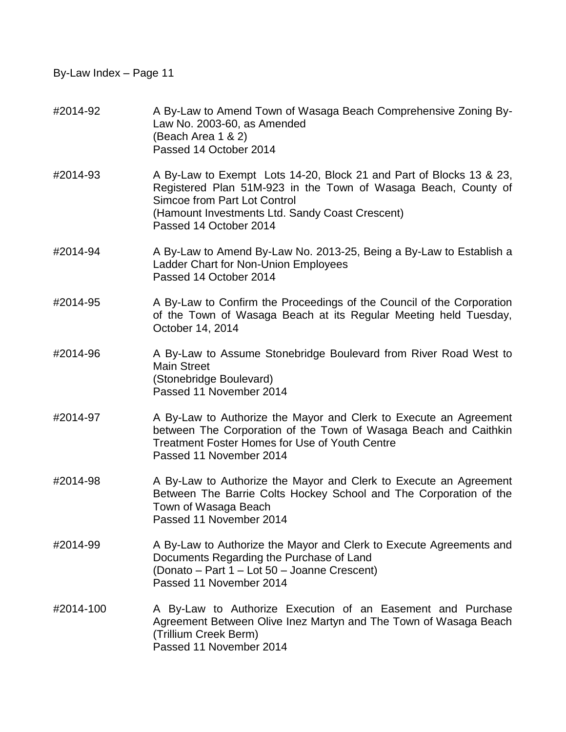By-Law Index – Page 11

| | |
|---|---|
| #2014-92 | A By-Law to Amend Town of Wasaga Beach Comprehensive Zoning By-Law No. 2003-60, as Amended<br>(Beach Area 1 & 2)<br>Passed 14 October 2014 |
| #2014-93 | A By-Law to Exempt Lots 14-20, Block 21 and Part of Blocks 13 & 23, Registered Plan 51M-923 in the Town of Wasaga Beach, County of Simcoe from Part Lot Control<br>(Hamount Investments Ltd. Sandy Coast Crescent)<br>Passed 14 October 2014 |
| #2014-94 | A By-Law to Amend By-Law No. 2013-25, Being a By-Law to Establish a Ladder Chart for Non-Union Employees<br>Passed 14 October 2014 |
| #2014-95 | A By-Law to Confirm the Proceedings of the Council of the Corporation of the Town of Wasaga Beach at its Regular Meeting held Tuesday, October 14, 2014 |
| #2014-96 | A By-Law to Assume Stonebridge Boulevard from River Road West to Main Street<br>(Stonebridge Boulevard)<br>Passed 11 November 2014 |
| #2014-97 | A By-Law to Authorize the Mayor and Clerk to Execute an Agreement between The Corporation of the Town of Wasaga Beach and Caithkin Treatment Foster Homes for Use of Youth Centre<br>Passed 11 November 2014 |
| #2014-98 | A By-Law to Authorize the Mayor and Clerk to Execute an Agreement Between The Barrie Colts Hockey School and The Corporation of the Town of Wasaga Beach<br>Passed 11 November 2014 |
| #2014-99 | A By-Law to Authorize the Mayor and Clerk to Execute Agreements and Documents Regarding the Purchase of Land<br>(Donato – Part 1 – Lot 50 – Joanne Crescent)<br>Passed 11 November 2014 |
| #2014-100 | A By-Law to Authorize Execution of an Easement and Purchase Agreement Between Olive Inez Martyn and The Town of Wasaga Beach<br>(Trillium Creek Berm)<br>Passed 11 November 2014 |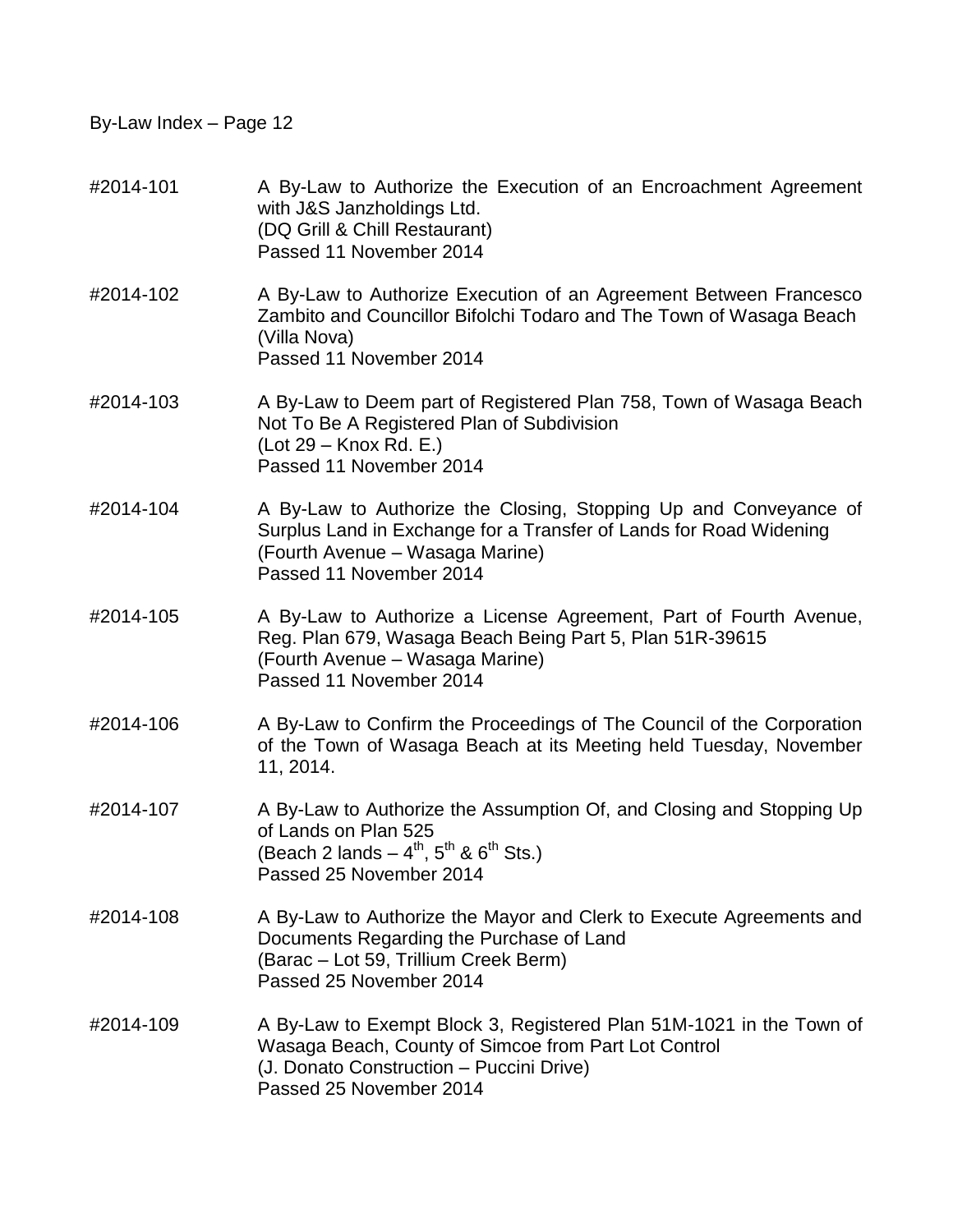#2014-101 A By-Law to Authorize the Execution of an Encroachment Agreement with J&S Janzholdings Ltd.
(DQ Grill & Chill Restaurant)
Passed 11 November 2014

#2014-102 A By-Law to Authorize Execution of an Agreement Between Francesco Zambito and Councillor Bifolchi Todaro and The Town of Wasaga Beach
(Villa Nova)
Passed 11 November 2014

#2014-103 A By-Law to Deem part of Registered Plan 758, Town of Wasaga Beach Not To Be A Registered Plan of Subdivision
(Lot 29 – Knox Rd. E.)
Passed 11 November 2014

#2014-104 A By-Law to Authorize the Closing, Stopping Up and Conveyance of Surplus Land in Exchange for a Transfer of Lands for Road Widening
(Fourth Avenue – Wasaga Marine)
Passed 11 November 2014

#2014-105 A By-Law to Authorize a License Agreement, Part of Fourth Avenue, Reg. Plan 679, Wasaga Beach Being Part 5, Plan 51R-39615
(Fourth Avenue – Wasaga Marine)
Passed 11 November 2014

#2014-106 A By-Law to Confirm the Proceedings of The Council of the Corporation of the Town of Wasaga Beach at its Meeting held Tuesday, November 11, 2014.

#2014-107 A By-Law to Authorize the Assumption Of, and Closing and Stopping Up of Lands on Plan 525
(Beach 2 lands – 4th, 5th & 6th Sts.)
Passed 25 November 2014

#2014-108 A By-Law to Authorize the Mayor and Clerk to Execute Agreements and Documents Regarding the Purchase of Land
(Barac – Lot 59, Trillium Creek Berm)
Passed 25 November 2014

#2014-109 A By-Law to Exempt Block 3, Registered Plan 51M-1021 in the Town of Wasaga Beach, County of Simcoe from Part Lot Control
(J. Donato Construction – Puccini Drive)
Passed 25 November 2014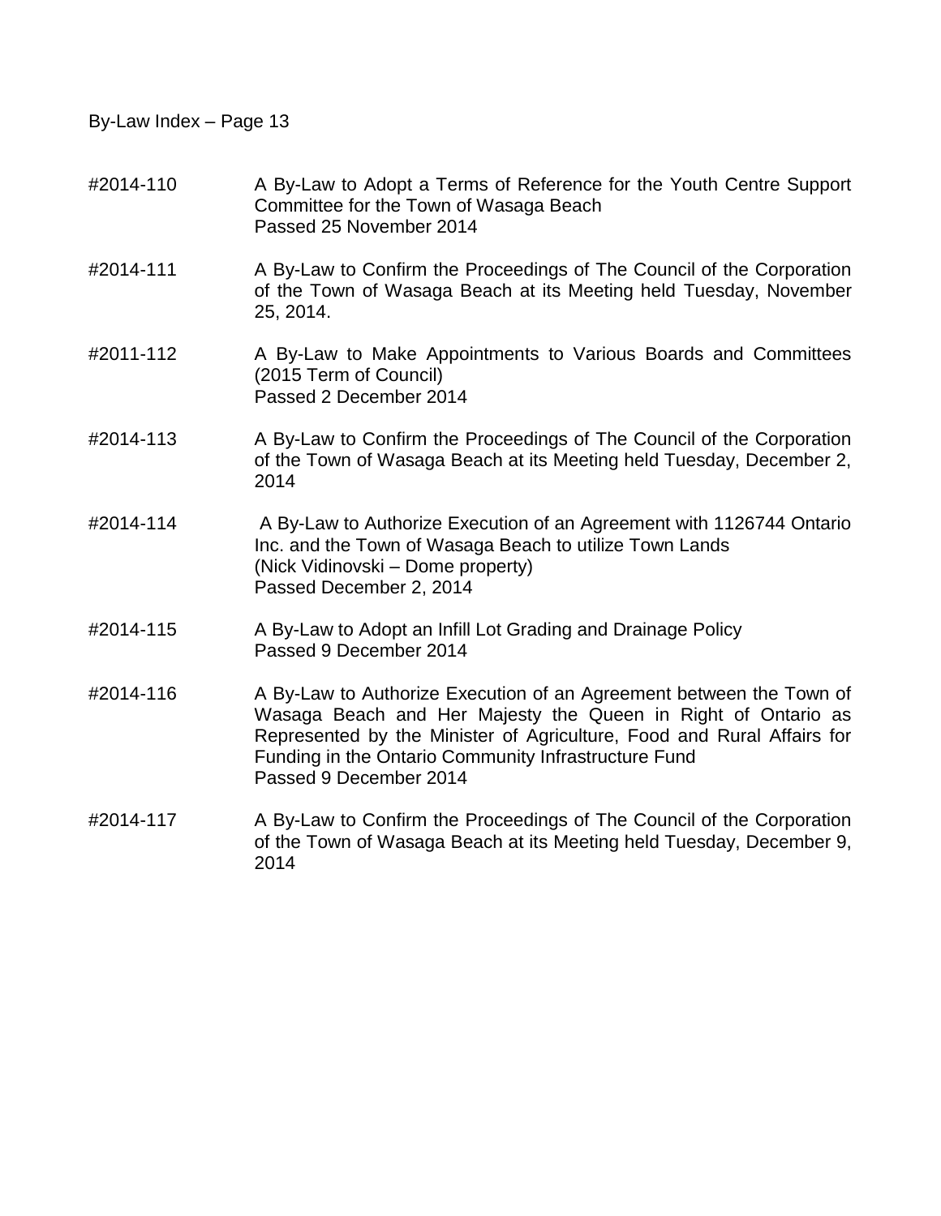#2014-110 A By-Law to Adopt a Terms of Reference for the Youth Centre Support Committee for the Town of Wasaga Beach
Passed 25 November 2014

#2014-111 A By-Law to Confirm the Proceedings of The Council of the Corporation of the Town of Wasaga Beach at its Meeting held Tuesday, November 25, 2014.

#2011-112 A By-Law to Make Appointments to Various Boards and Committees (2015 Term of Council)
Passed 2 December 2014

#2014-113 A By-Law to Confirm the Proceedings of The Council of the Corporation of the Town of Wasaga Beach at its Meeting held Tuesday, December 2, 2014

#2014-114 A By-Law to Authorize Execution of an Agreement with 1126744 Ontario Inc. and the Town of Wasaga Beach to utilize Town Lands
(Nick Vidinovski – Dome property)
Passed December 2, 2014

#2014-115 A By-Law to Adopt an Infill Lot Grading and Drainage Policy
Passed 9 December 2014

#2014-116 A By-Law to Authorize Execution of an Agreement between the Town of Wasaga Beach and Her Majesty the Queen in Right of Ontario as Represented by the Minister of Agriculture, Food and Rural Affairs for Funding in the Ontario Community Infrastructure Fund
Passed 9 December 2014

#2014-117 A By-Law to Confirm the Proceedings of The Council of the Corporation of the Town of Wasaga Beach at its Meeting held Tuesday, December 9, 2014